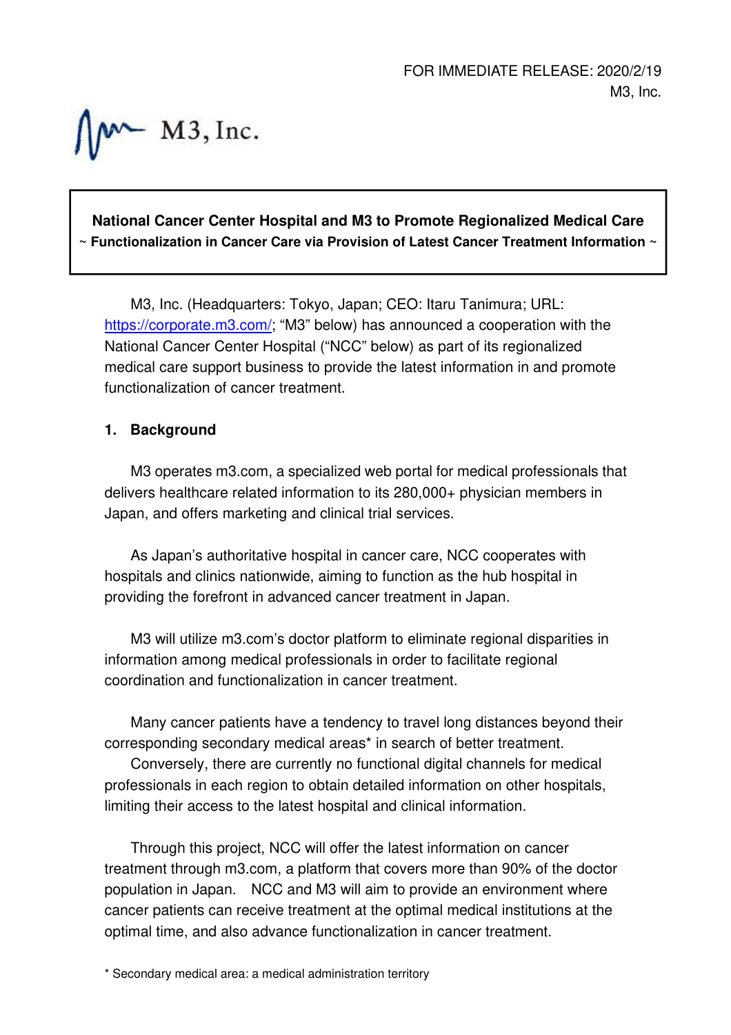FOR IMMEDIATE RELEASE: 2020/2/19
M3, Inc.

M3, Inc.

**National Cancer Center Hospital and M3 to Promote Regionalized Medical Care**
**~ Functionalization in Cancer Care via Provision of Latest Cancer Treatment Information ~**

M3, Inc. (Headquarters: Tokyo, Japan; CEO: Itaru Tanimura; URL: https://corporate.m3.com/; "M3" below) has announced a cooperation with the National Cancer Center Hospital ("NCC" below) as part of its regionalized medical care support business to provide the latest information in and promote functionalization of cancer treatment.

## 1. Background

M3 operates m3.com, a specialized web portal for medical professionals that delivers healthcare related information to its 280,000+ physician members in Japan, and offers marketing and clinical trial services.

As Japan's authoritative hospital in cancer care, NCC cooperates with hospitals and clinics nationwide, aiming to function as the hub hospital in providing the forefront in advanced cancer treatment in Japan.

M3 will utilize m3.com's doctor platform to eliminate regional disparities in information among medical professionals in order to facilitate regional coordination and functionalization in cancer treatment.

Many cancer patients have a tendency to travel long distances beyond their corresponding secondary medical areas* in search of better treatment.
Conversely, there are currently no functional digital channels for medical professionals in each region to obtain detailed information on other hospitals, limiting their access to the latest hospital and clinical information.

Through this project, NCC will offer the latest information on cancer treatment through m3.com, a platform that covers more than 90% of the doctor population in Japan. NCC and M3 will aim to provide an environment where cancer patients can receive treatment at the optimal medical institutions at the optimal time, and also advance functionalization in cancer treatment.

\* Secondary medical area: a medical administration territory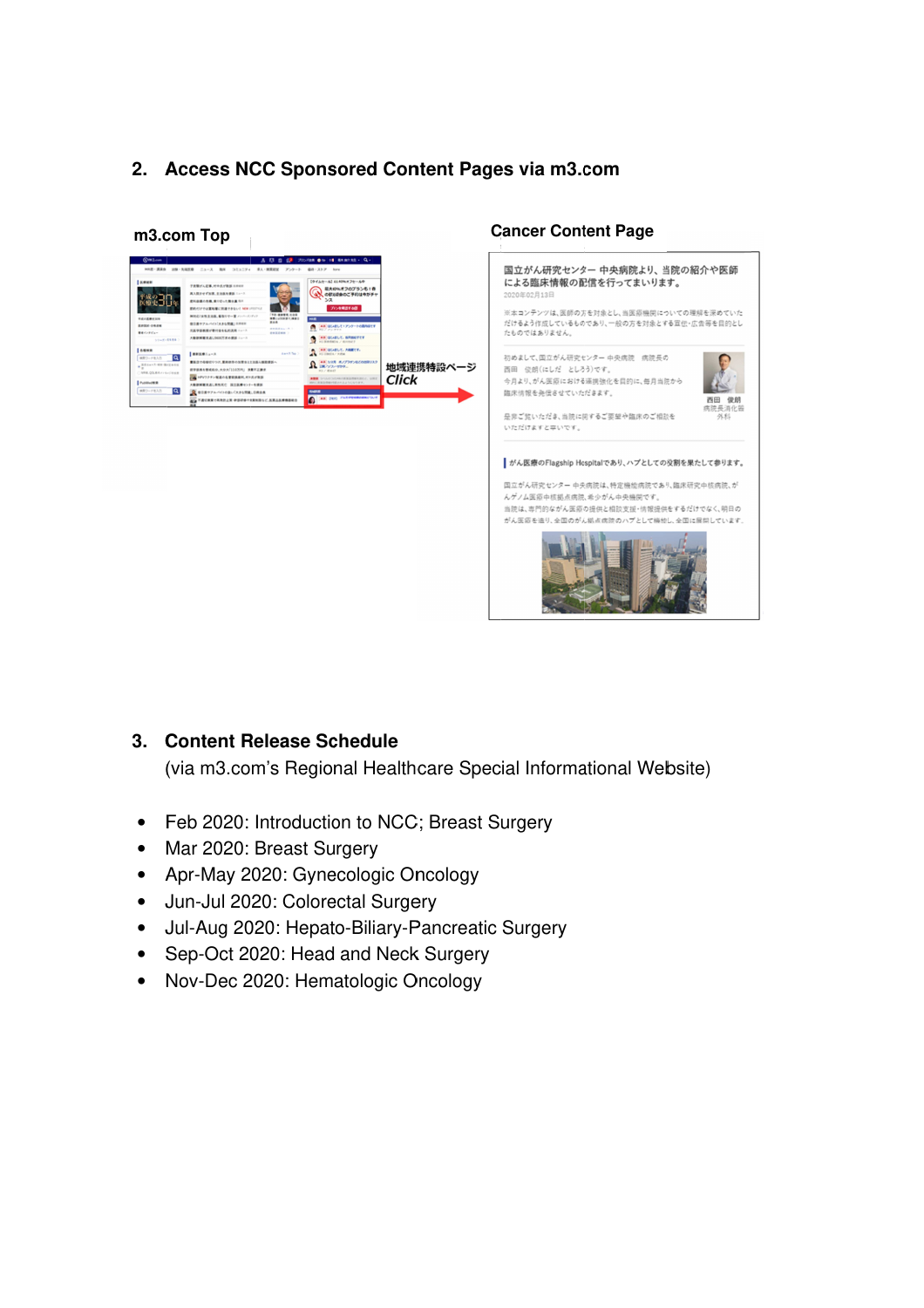## 2. Access NCC Sponsored Content Pages via m3.com

m3.com Top

地域連携特設ページ
*Click*

Cancer Content Page

国立がん研究センター 中央病院より、当院の紹介や医師による臨床情報の配信を行ってまいります。

2020年02月13日

※本コンテンツは、医師の方を対象とし、当医療機関についての理解を深めていただけるよう作成しているものであり、一般の方を対象とする宣伝・広告等を目的としたものではありません。

初めまして、国立がん研究センター 中央病院 病院長の西田 俊朗（にしだ としろう）です。

今月より、がん医療における連携強化を目的に、毎月当院から臨床情報を発信させていただきます。

是非ご覧いただき、当院に対するご要望や臨床のご相談をいただけますと幸いです。

西田 俊朗
病院長消化器外科

がん医療のFlagship Hospitalであり、ハブとしての役割を果たしてまいります。

国立がん研究センター 中央病院は、特定機能病院であり、臨床研究中核病院、がんゲノム医療中核拠点病院、希少がん中央機関です。

当院は、専門的ながん医療の提供と相談支援・情報提供をするだけでなく、明日のがん医療を創り、全国のがん拠点病院のハブとして機能し、全国に展開しています。

## 3. Content Release Schedule

(via m3.com's Regional Healthcare Special Informational Website)

- Feb 2020: Introduction to NCC; Breast Surgery
- Mar 2020: Breast Surgery
- Apr-May 2020: Gynecologic Oncology
- Jun-Jul 2020: Colorectal Surgery
- Jul-Aug 2020: Hepato-Biliary-Pancreatic Surgery
- Sep-Oct 2020: Head and Neck Surgery
- Nov-Dec 2020: Hematologic Oncology